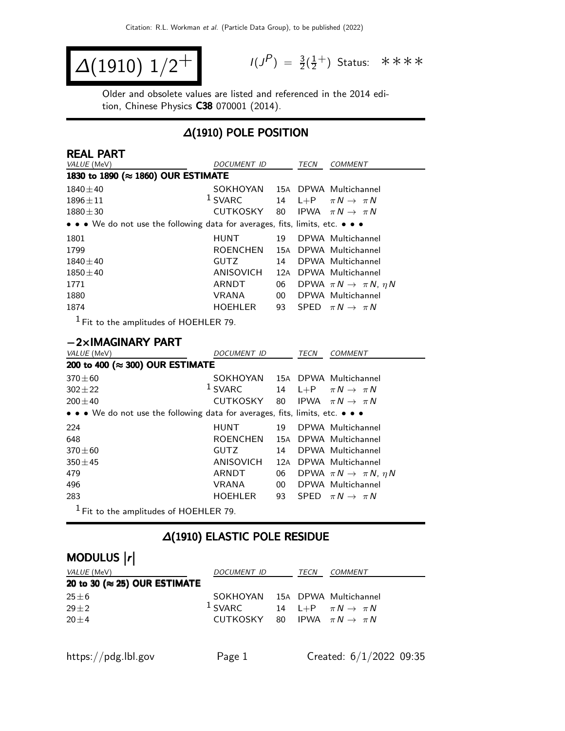# $\Delta(1910)$ $1/2^+$

$I(J^P) = \frac{3}{2}(\frac{1}{2}^+)$ Status: ∗∗∗∗

Older and obsolete values are listed and referenced in the 2014 edition, Chinese Physics **C38** 070001 (2014).

## $\Delta(1910)$ POLE POSITION

### REAL PART

| VALUE (MeV) | DOCUMENT ID | | TECN | COMMENT |
|---|---|---|---|---|
| **1830 to 1890 (≈ 1860) OUR ESTIMATE** | | | | |
| $1840 \pm 40$ | SOKHOYAN | 15A | DPWA | Multichannel |
| $1896 \pm 11$ | [1] SVARC | 14 | L+P | $\pi N \to \pi N$ |
| $1880 \pm 30$ | CUTKOSKY | 80 | IPWA | $\pi N \to \pi N$ |
| • • • We do not use the following data for averages, fits, limits, etc. • • • | | | | |
| 1801 | HUNT | 19 | DPWA | Multichannel |
| 1799 | ROENCHEN | 15A | DPWA | Multichannel |
| $1840 \pm 40$ | GUTZ | 14 | DPWA | Multichannel |
| $1850 \pm 40$ | ANISOVICH | 12A | DPWA | Multichannel |
| 1771 | ARNDT | 06 | DPWA | $\pi N \to \pi N$, $\eta N$ |
| 1880 | VRANA | 00 | DPWA | Multichannel |
| 1874 | HOEHLER | 93 | SPED | $\pi N \to \pi N$ |

[1] Fit to the amplitudes of HOEHLER 79.

### −2×IMAGINARY PART

| VALUE (MeV) | DOCUMENT ID | | TECN | COMMENT |
|---|---|---|---|---|
| **200 to 400 (≈ 300) OUR ESTIMATE** | | | | |
| $370 \pm 60$ | SOKHOYAN | 15A | DPWA | Multichannel |
| $302 \pm 22$ | [1] SVARC | 14 | L+P | $\pi N \to \pi N$ |
| $200 \pm 40$ | CUTKOSKY | 80 | IPWA | $\pi N \to \pi N$ |
| • • • We do not use the following data for averages, fits, limits, etc. • • • | | | | |
| 224 | HUNT | 19 | DPWA | Multichannel |
| 648 | ROENCHEN | 15A | DPWA | Multichannel |
| $370 \pm 60$ | GUTZ | 14 | DPWA | Multichannel |
| $350 \pm 45$ | ANISOVICH | 12A | DPWA | Multichannel |
| 479 | ARNDT | 06 | DPWA | $\pi N \to \pi N$, $\eta N$ |
| 496 | VRANA | 00 | DPWA | Multichannel |
| 283 | HOEHLER | 93 | SPED | $\pi N \to \pi N$ |

[1] Fit to the amplitudes of HOEHLER 79.

## $\Delta(1910)$ ELASTIC POLE RESIDUE

### MODULUS $|r|$

| VALUE (MeV) | DOCUMENT ID | | TECN | COMMENT |
|---|---|---|---|---|
| **20 to 30 (≈ 25) OUR ESTIMATE** | | | | |
| $25 \pm 6$ | SOKHOYAN | 15A | DPWA | Multichannel |
| $29 \pm 2$ | [1] SVARC | 14 | L+P | $\pi N \to \pi N$ |
| $20 \pm 4$ | CUTKOSKY | 80 | IPWA | $\pi N \to \pi N$ |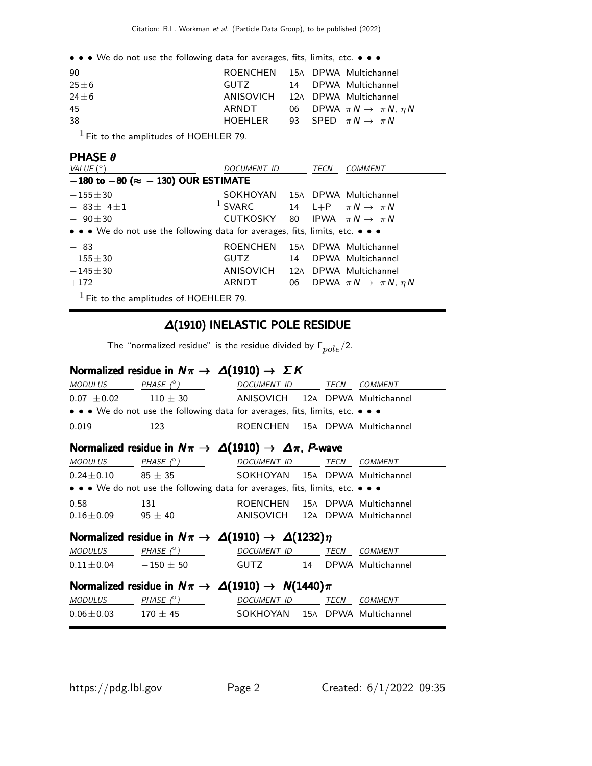• • • We do not use the following data for averages, fits, limits, etc. • • •

| | | | | |
|---|---|---|---|---|
| 90 | ROENCHEN | 15A | DPWA | Multichannel |
| 25±6 | GUTZ | 14 | DPWA | Multichannel |
| 24±6 | ANISOVICH | 12A | DPWA | Multichannel |
| 45 | ARNDT | 06 | DPWA | $\pi N \rightarrow \pi N$, $\eta N$ |
| 38 | HOEHLER | 93 | SPED | $\pi N \rightarrow \pi N$ |

[1] Fit to the amplitudes of HOEHLER 79.

### PHASE $\theta$

| VALUE (°) | DOCUMENT ID | | TECN | COMMENT |
|---|---|---|---|---|
| **−180 to −80 (≈ −130) OUR ESTIMATE** | | | | |
| −155±30 | SOKHOYAN | 15A | DPWA | Multichannel |
| − 83± 4±1 | [1] SVARC | 14 | L+P | $\pi N \rightarrow \pi N$ |
| − 90±30 | CUTKOSKY | 80 | IPWA | $\pi N \rightarrow \pi N$ |
| • • • We do not use the following data for averages, fits, limits, etc. • • • | | | | |
| − 83 | ROENCHEN | 15A | DPWA | Multichannel |
| −155±30 | GUTZ | 14 | DPWA | Multichannel |
| −145±30 | ANISOVICH | 12A | DPWA | Multichannel |
| +172 | ARNDT | 06 | DPWA | $\pi N \rightarrow \pi N$, $\eta N$ |

[1] Fit to the amplitudes of HOEHLER 79.

## Δ(1910) INELASTIC POLE RESIDUE

The "normalized residue" is the residue divided by $\Gamma_{pole}/2$.

### Normalized residue in $N\pi \rightarrow \Delta(1910) \rightarrow \Sigma K$

| MODULUS | PHASE (°) | DOCUMENT ID | | TECN | COMMENT |
|---|---|---|---|---|---|
| 0.07 ±0.02 | −110 ± 30 | ANISOVICH | 12A | DPWA | Multichannel |
| • • • We do not use the following data for averages, fits, limits, etc. • • • | | | | | |
| 0.019 | −123 | ROENCHEN | 15A | DPWA | Multichannel |

### Normalized residue in $N\pi \rightarrow \Delta(1910) \rightarrow \Delta\pi$, *P*-wave

| MODULUS | PHASE (°) | DOCUMENT ID | | TECN | COMMENT |
|---|---|---|---|---|---|
| 0.24±0.10 | 85 ± 35 | SOKHOYAN | 15A | DPWA | Multichannel |
| • • • We do not use the following data for averages, fits, limits, etc. • • • | | | | | |
| 0.58 | 131 | ROENCHEN | 15A | DPWA | Multichannel |
| 0.16±0.09 | 95 ± 40 | ANISOVICH | 12A | DPWA | Multichannel |

### Normalized residue in $N\pi \rightarrow \Delta(1910) \rightarrow \Delta(1232)\eta$

| MODULUS | PHASE (°) | DOCUMENT ID | | TECN | COMMENT |
|---|---|---|---|---|---|
| 0.11±0.04 | −150 ± 50 | GUTZ | 14 | DPWA | Multichannel |

### Normalized residue in $N\pi \rightarrow \Delta(1910) \rightarrow N(1440)\pi$

| MODULUS | PHASE (°) | DOCUMENT ID | | TECN | COMMENT |
|---|---|---|---|---|---|
| 0.06±0.03 | 170 ± 45 | SOKHOYAN | 15A | DPWA | Multichannel |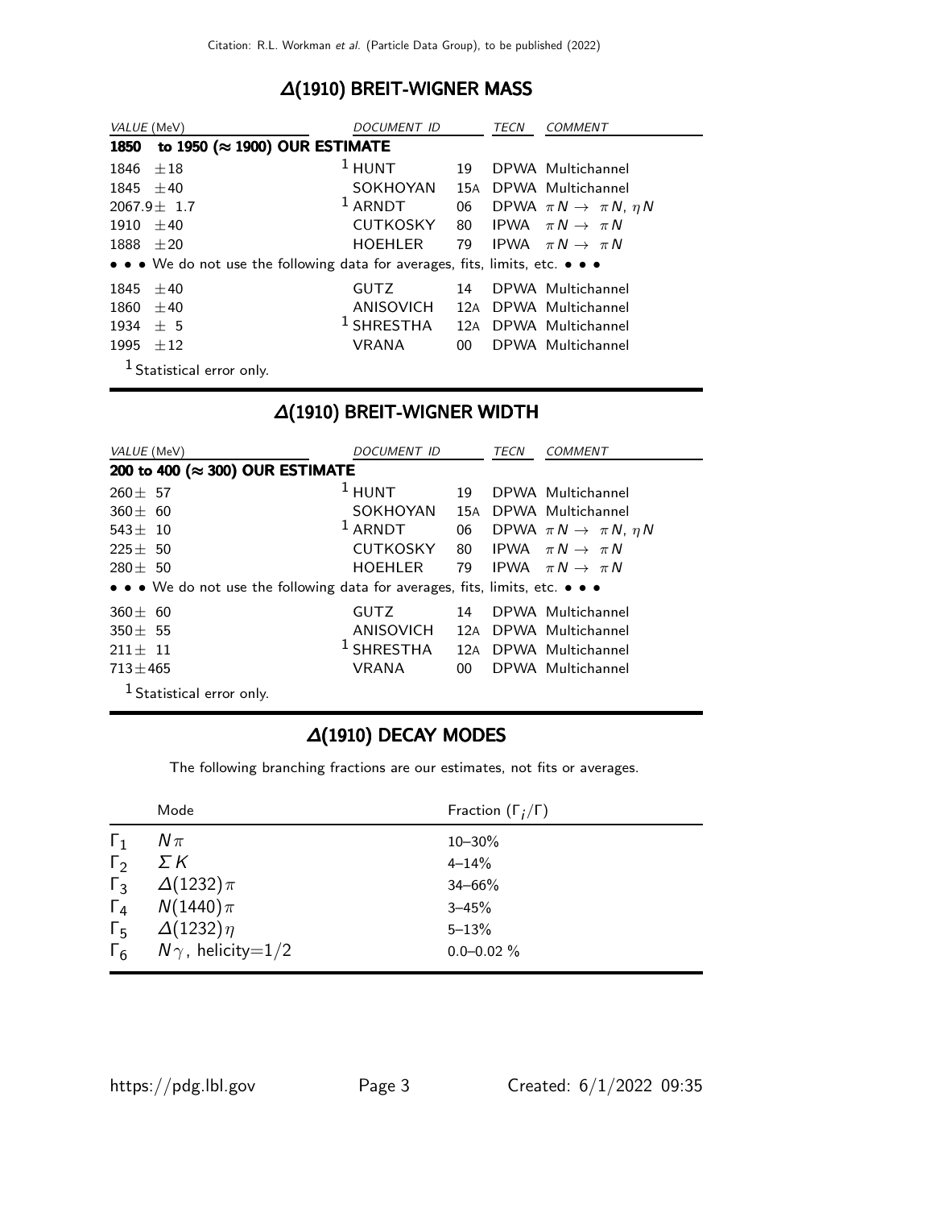## Δ(1910) BREIT-WIGNER MASS

| VALUE (MeV) | DOCUMENT ID | | TECN | COMMENT |
|---|---|---|---|---|
| **1850 to 1950 (≈ 1900) OUR ESTIMATE** | | | | |
| 1846 ±18 | [1] HUNT | 19 | DPWA | Multichannel |
| 1845 ±40 | SOKHOYAN | 15A | DPWA | Multichannel |
| 2067.9± 1.7 | [1] ARNDT | 06 | DPWA | $\pi N \to \pi N$, $\eta N$ |
| 1910 ±40 | CUTKOSKY | 80 | IPWA | $\pi N \to \pi N$ |
| 1888 ±20 | HOEHLER | 79 | IPWA | $\pi N \to \pi N$ |
| • • • We do not use the following data for averages, fits, limits, etc. • • • | | | | |
| 1845 ±40 | GUTZ | 14 | DPWA | Multichannel |
| 1860 ±40 | ANISOVICH | 12A | DPWA | Multichannel |
| 1934 ± 5 | [1] SHRESTHA | 12A | DPWA | Multichannel |
| 1995 ±12 | VRANA | 00 | DPWA | Multichannel |

[1] Statistical error only.

## Δ(1910) BREIT-WIGNER WIDTH

| VALUE (MeV) | DOCUMENT ID | | TECN | COMMENT |
|---|---|---|---|---|
| **200 to 400 (≈ 300) OUR ESTIMATE** | | | | |
| 260± 57 | [1] HUNT | 19 | DPWA | Multichannel |
| 360± 60 | SOKHOYAN | 15A | DPWA | Multichannel |
| 543± 10 | [1] ARNDT | 06 | DPWA | $\pi N \to \pi N$, $\eta N$ |
| 225± 50 | CUTKOSKY | 80 | IPWA | $\pi N \to \pi N$ |
| 280± 50 | HOEHLER | 79 | IPWA | $\pi N \to \pi N$ |
| • • • We do not use the following data for averages, fits, limits, etc. • • • | | | | |
| 360± 60 | GUTZ | 14 | DPWA | Multichannel |
| 350± 55 | ANISOVICH | 12A | DPWA | Multichannel |
| 211± 11 | [1] SHRESTHA | 12A | DPWA | Multichannel |
| 713±465 | VRANA | 00 | DPWA | Multichannel |

[1] Statistical error only.

## Δ(1910) DECAY MODES

The following branching fractions are our estimates, not fits or averages.

| | Mode | Fraction ($\Gamma_i/\Gamma$) |
|---|---|---|
| $\Gamma_1$ | $N\pi$ | 10–30% |
| $\Gamma_2$ | $\Sigma K$ | 4–14% |
| $\Gamma_3$ | $\Delta(1232)\pi$ | 34–66% |
| $\Gamma_4$ | $N(1440)\pi$ | 3–45% |
| $\Gamma_5$ | $\Delta(1232)\eta$ | 5–13% |
| $\Gamma_6$ | $N\gamma$, helicity=1/2 | 0.0–0.02 % |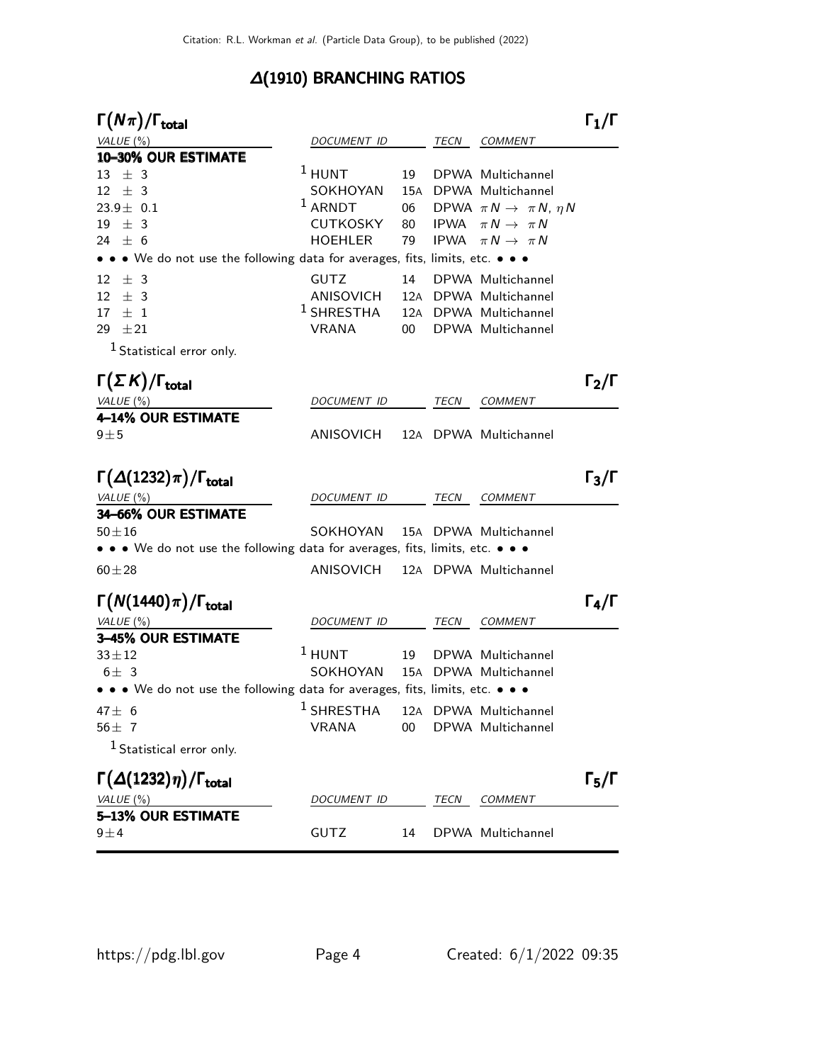## $\Delta(1910)$ BRANCHING RATIOS

### $\Gamma(N\pi)/\Gamma_{total}$ — $\Gamma_1/\Gamma$

| VALUE (%) | DOCUMENT ID | | TECN | COMMENT |
|---|---|---|---|---|
| **10–30% OUR ESTIMATE** | | | | |
| 13 ± 3 | HUNT [1] | 19 | DPWA | Multichannel |
| 12 ± 3 | SOKHOYAN | 15A | DPWA | Multichannel |
| 23.9 ± 0.1 | ARNDT [1] | 06 | DPWA | $\pi N \rightarrow \pi N$, $\eta N$ |
| 19 ± 3 | CUTKOSKY | 80 | IPWA | $\pi N \rightarrow \pi N$ |
| 24 ± 6 | HOEHLER | 79 | IPWA | $\pi N \rightarrow \pi N$ |
| • • • We do not use the following data for averages, fits, limits, etc. • • • | | | | |
| 12 ± 3 | GUTZ | 14 | DPWA | Multichannel |
| 12 ± 3 | ANISOVICH | 12A | DPWA | Multichannel |
| 17 ± 1 | SHRESTHA [1] | 12A | DPWA | Multichannel |
| 29 ± 21 | VRANA | 00 | DPWA | Multichannel |

[1] Statistical error only.

### $\Gamma(\Sigma K)/\Gamma_{total}$ — $\Gamma_2/\Gamma$

| VALUE (%) | DOCUMENT ID | | TECN | COMMENT |
|---|---|---|---|---|
| **4–14% OUR ESTIMATE** | | | | |
| 9 ± 5 | ANISOVICH | 12A | DPWA | Multichannel |

### $\Gamma(\Delta(1232)\pi)/\Gamma_{total}$ — $\Gamma_3/\Gamma$

| VALUE (%) | DOCUMENT ID | | TECN | COMMENT |
|---|---|---|---|---|
| **34–66% OUR ESTIMATE** | | | | |
| 50 ± 16 | SOKHOYAN | 15A | DPWA | Multichannel |
| • • • We do not use the following data for averages, fits, limits, etc. • • • | | | | |
| 60 ± 28 | ANISOVICH | 12A | DPWA | Multichannel |

### $\Gamma(N(1440)\pi)/\Gamma_{total}$ — $\Gamma_4/\Gamma$

| VALUE (%) | DOCUMENT ID | | TECN | COMMENT |
|---|---|---|---|---|
| **3–45% OUR ESTIMATE** | | | | |
| 33 ± 12 | HUNT [1] | 19 | DPWA | Multichannel |
| 6 ± 3 | SOKHOYAN | 15A | DPWA | Multichannel |
| • • • We do not use the following data for averages, fits, limits, etc. • • • | | | | |
| 47 ± 6 | SHRESTHA [1] | 12A | DPWA | Multichannel |
| 56 ± 7 | VRANA | 00 | DPWA | Multichannel |

[1] Statistical error only.

### $\Gamma(\Delta(1232)\eta)/\Gamma_{total}$ — $\Gamma_5/\Gamma$

| VALUE (%) | DOCUMENT ID | | TECN | COMMENT |
|---|---|---|---|---|
| **5–13% OUR ESTIMATE** | | | | |
| 9 ± 4 | GUTZ | 14 | DPWA | Multichannel |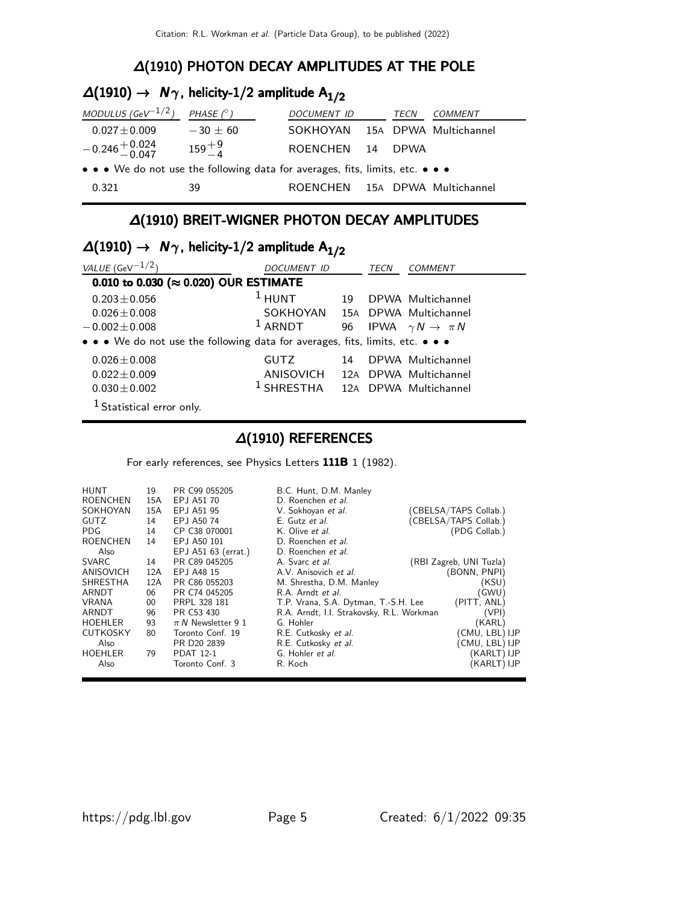## $\Delta$(1910) PHOTON DECAY AMPLITUDES AT THE POLE

### $\Delta(1910) \rightarrow N\gamma$, helicity-1/2 amplitude $A_{1/2}$

| MODULUS ($GeV^{-1/2}$) | PHASE ($^\circ$) | DOCUMENT ID | | TECN | COMMENT |
|---|---|---|---|---|---|
| $0.027 \pm 0.009$ | $-30 \pm 60$ | SOKHOYAN | 15A | DPWA | Multichannel |
| $-0.246^{+0.024}_{-0.047}$ | $159^{+9}_{-4}$ | ROENCHEN | 14 | DPWA | |
| • • • We do not use the following data for averages, fits, limits, etc. • • • | | | | | |
| 0.321 | 39 | ROENCHEN | 15A | DPWA | Multichannel |

## $\Delta$(1910) BREIT-WIGNER PHOTON DECAY AMPLITUDES

### $\Delta(1910) \rightarrow N\gamma$, helicity-1/2 amplitude $A_{1/2}$

| VALUE ($GeV^{-1/2}$) | DOCUMENT ID | | TECN | COMMENT |
|---|---|---|---|---|
| **0.010 to 0.030 (≈ 0.020) OUR ESTIMATE** | | | | |
| $0.203 \pm 0.056$ | [1] HUNT | 19 | DPWA | Multichannel |
| $0.026 \pm 0.008$ | SOKHOYAN | 15A | DPWA | Multichannel |
| $-0.002 \pm 0.008$ | [1] ARNDT | 96 | IPWA | $\gamma N \rightarrow \pi N$ |
| • • • We do not use the following data for averages, fits, limits, etc. • • • | | | | |
| $0.026 \pm 0.008$ | GUTZ | 14 | DPWA | Multichannel |
| $0.022 \pm 0.009$ | ANISOVICH | 12A | DPWA | Multichannel |
| $0.030 \pm 0.002$ | [1] SHRESTHA | 12A | DPWA | Multichannel |

[1] Statistical error only.

## $\Delta$(1910) REFERENCES

For early references, see Physics Letters **111B** 1 (1982).

| | | | | |
|---|---|---|---|---|
| HUNT | 19 | PR C99 055205 | B.C. Hunt, D.M. Manley | |
| ROENCHEN | 15A | EPJ A51 70 | D. Roenchen *et al.* | |
| SOKHOYAN | 15A | EPJ A51 95 | V. Sokhoyan *et al.* | (CBELSA/TAPS Collab.) |
| GUTZ | 14 | EPJ A50 74 | E. Gutz *et al.* | (CBELSA/TAPS Collab.) |
| PDG | 14 | CP C38 070001 | K. Olive *et al.* | (PDG Collab.) |
| ROENCHEN | 14 | EPJ A50 101 | D. Roenchen *et al.* | |
| Also | | EPJ A51 63 (errat.) | D. Roenchen *et al.* | |
| SVARC | 14 | PR C89 045205 | A. Svarc *et al.* | (RBI Zagreb, UNI Tuzla) |
| ANISOVICH | 12A | EPJ A48 15 | A.V. Anisovich *et al.* | (BONN, PNPI) |
| SHRESTHA | 12A | PR C86 055203 | M. Shrestha, D.M. Manley | (KSU) |
| ARNDT | 06 | PR C74 045205 | R.A. Arndt *et al.* | (GWU) |
| VRANA | 00 | PRPL 328 181 | T.P. Vrana, S.A. Dytman, T.-S.H. Lee | (PITT, ANL) |
| ARNDT | 96 | PR C53 430 | R.A. Arndt, I.I. Strakovsky, R.L. Workman | (VPI) |
| HOEHLER | 93 | $\pi N$ Newsletter 9 1 | G. Hohler | (KARL) |
| CUTKOSKY | 80 | Toronto Conf. 19 | R.E. Cutkosky *et al.* | (CMU, LBL) IJP |
| Also | | PR D20 2839 | R.E. Cutkosky *et al.* | (CMU, LBL) IJP |
| HOEHLER | 79 | PDAT 12-1 | G. Hohler *et al.* | (KARLT) IJP |
| Also | | Toronto Conf. 3 | R. Koch | (KARLT) IJP |